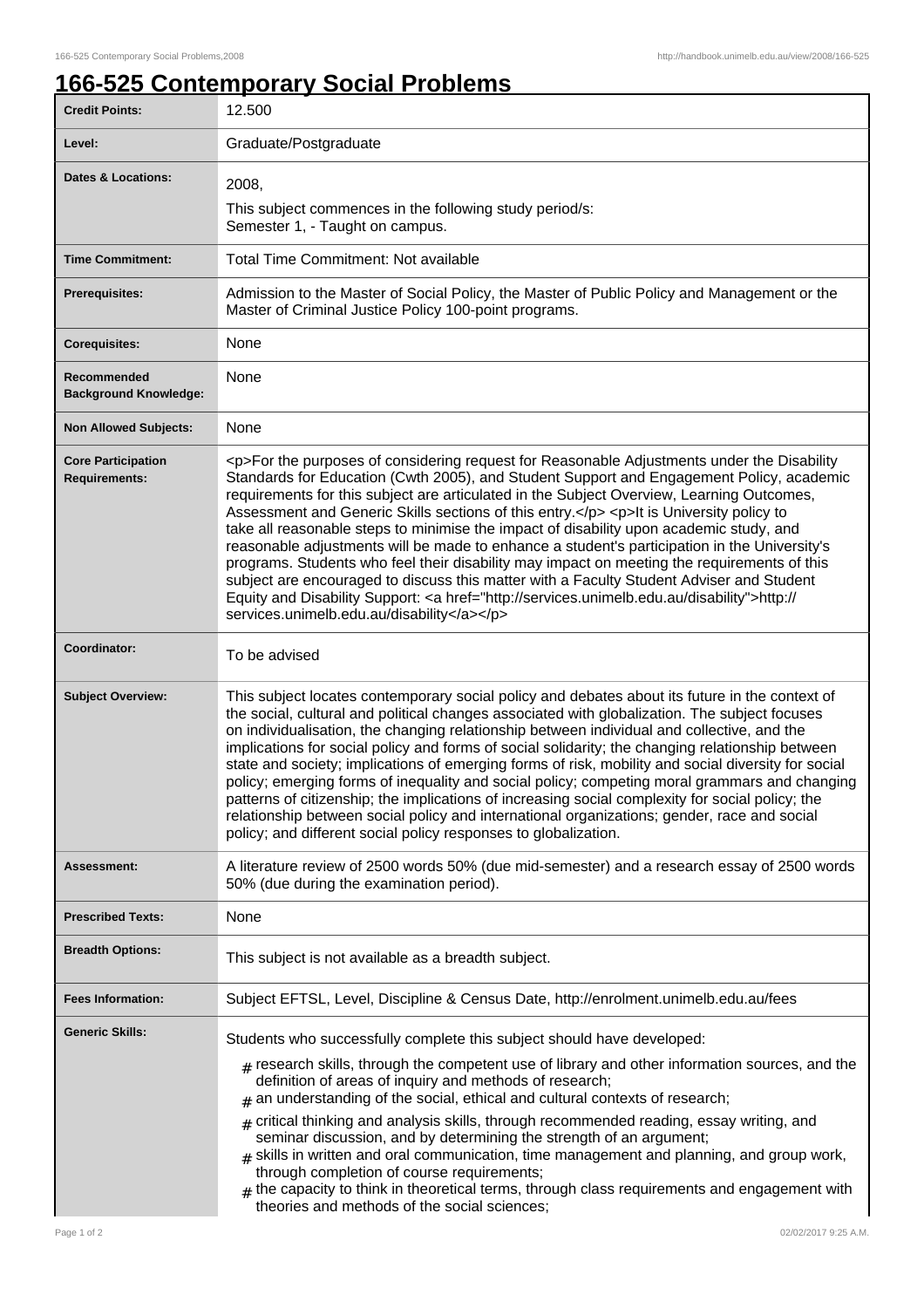# 166-525 Contemporary Social Problems

| | |
|---|---|
| **Credit Points:** | 12.500 |
| **Level:** | Graduate/Postgraduate |
| **Dates & Locations:** | 2008,<br>This subject commences in the following study period/s:<br>Semester 1, - Taught on campus. |
| **Time Commitment:** | Total Time Commitment: Not available |
| **Prerequisites:** | Admission to the Master of Social Policy, the Master of Public Policy and Management or the Master of Criminal Justice Policy 100-point programs. |
| **Corequisites:** | None |
| **Recommended Background Knowledge:** | None |
| **Non Allowed Subjects:** | None |
| **Core Participation Requirements:** | <p>For the purposes of considering request for Reasonable Adjustments under the Disability Standards for Education (Cwth 2005), and Student Support and Engagement Policy, academic requirements for this subject are articulated in the Subject Overview, Learning Outcomes, Assessment and Generic Skills sections of this entry.</p> <p>It is University policy to take all reasonable steps to minimise the impact of disability upon academic study, and reasonable adjustments will be made to enhance a student's participation in the University's programs. Students who feel their disability may impact on meeting the requirements of this subject are encouraged to discuss this matter with a Faculty Student Adviser and Student Equity and Disability Support: <a href="http://services.unimelb.edu.au/disability">http://services.unimelb.edu.au/disability</a></p> |
| **Coordinator:** | To be advised |
| **Subject Overview:** | This subject locates contemporary social policy and debates about its future in the context of the social, cultural and political changes associated with globalization. The subject focuses on individualisation, the changing relationship between individual and collective, and the implications for social policy and forms of social solidarity; the changing relationship between state and society; implications of emerging forms of risk, mobility and social diversity for social policy; emerging forms of inequality and social policy; competing moral grammars and changing patterns of citizenship; the implications of increasing social complexity for social policy; the relationship between social policy and international organizations; gender, race and social policy; and different social policy responses to globalization. |
| **Assessment:** | A literature review of 2500 words 50% (due mid-semester) and a research essay of 2500 words 50% (due during the examination period). |
| **Prescribed Texts:** | None |
| **Breadth Options:** | This subject is not available as a breadth subject. |
| **Fees Information:** | Subject EFTSL, Level, Discipline & Census Date, http://enrolment.unimelb.edu.au/fees |
| **Generic Skills:** | Students who successfully complete this subject should have developed:<br># research skills, through the competent use of library and other information sources, and the definition of areas of inquiry and methods of research;<br># an understanding of the social, ethical and cultural contexts of research;<br># critical thinking and analysis skills, through recommended reading, essay writing, and seminar discussion, and by determining the strength of an argument;<br># skills in written and oral communication, time management and planning, and group work, through completion of course requirements;<br># the capacity to think in theoretical terms, through class requirements and engagement with theories and methods of the social sciences; |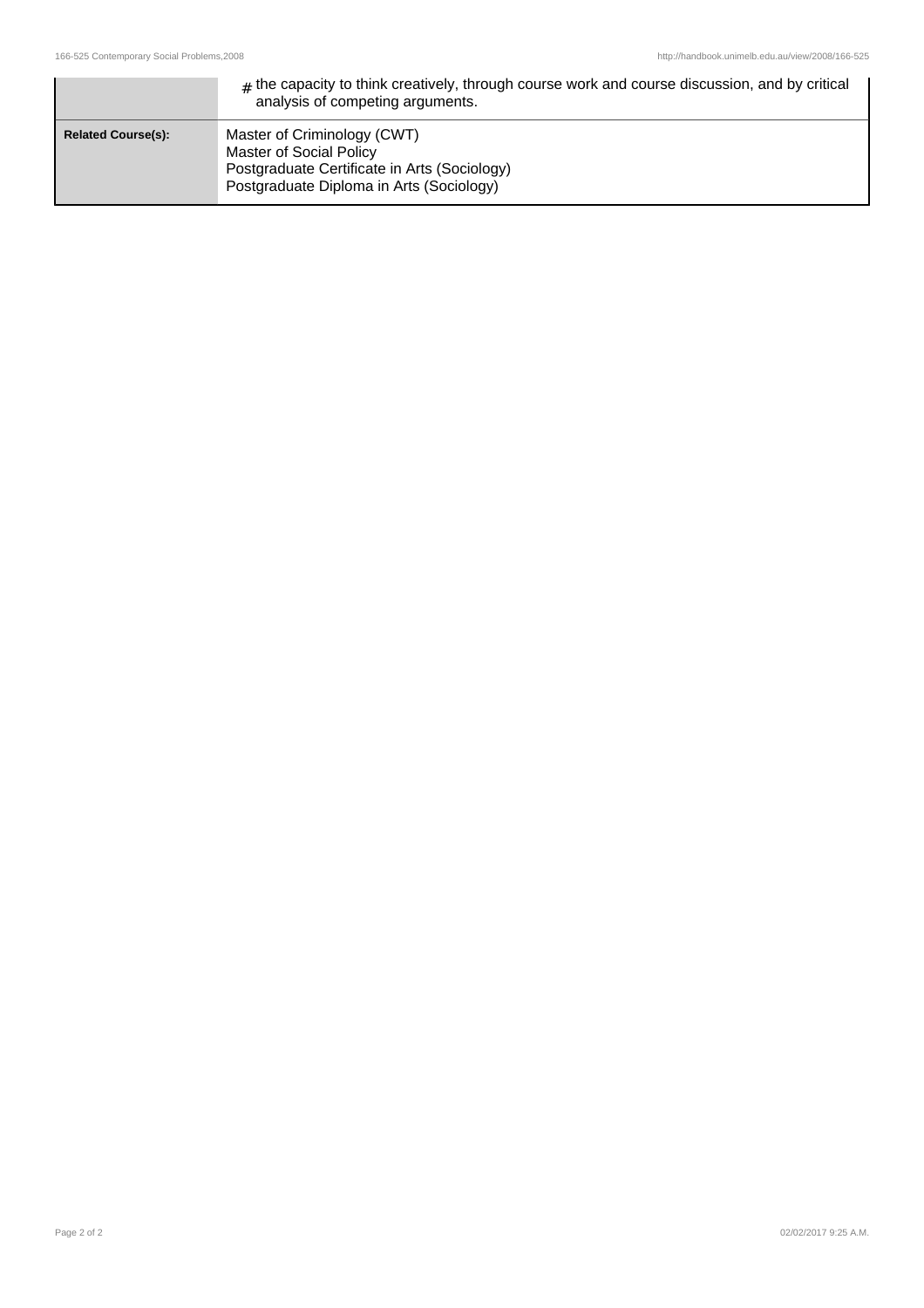| | |
|---|---|
| | # the capacity to think creatively, through course work and course discussion, and by critical analysis of competing arguments. |
| **Related Course(s):** | Master of Criminology (CWT)<br>Master of Social Policy<br>Postgraduate Certificate in Arts (Sociology)<br>Postgraduate Diploma in Arts (Sociology) |